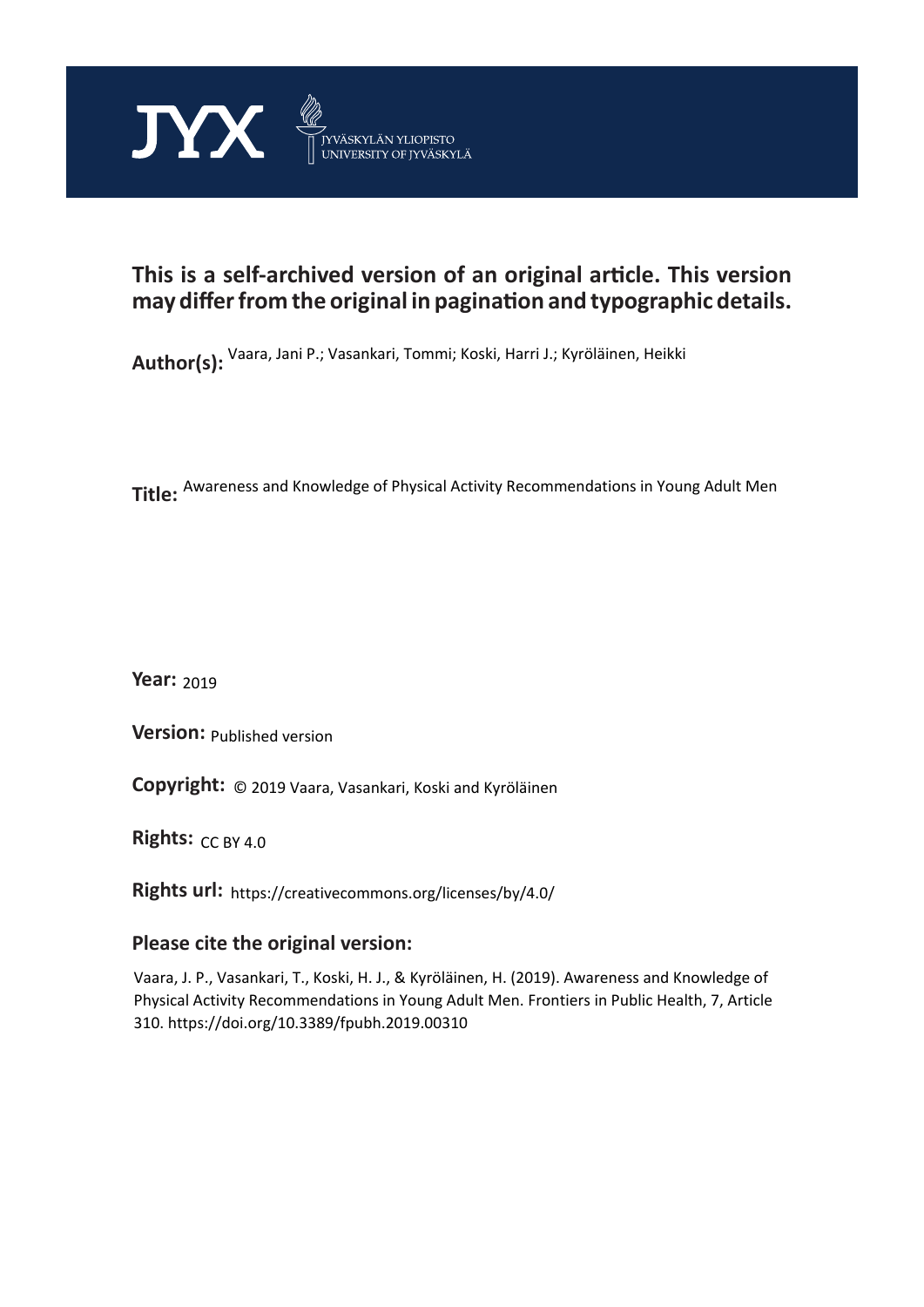JYX JYVÄSKYLÄN YLIOPISTO UNIVERSITY OF JYVÄSKYLÄ

**This is a self-archived version of an original article. This version may differ from the original in pagination and typographic details.**

**Author(s):** Vaara, Jani P.; Vasankari, Tommi; Koski, Harri J.; Kyröläinen, Heikki

**Title:** Awareness and Knowledge of Physical Activity Recommendations in Young Adult Men

**Year:** 2019

**Version:** Published version

**Copyright:** © 2019 Vaara, Vasankari, Koski and Kyröläinen

**Rights:** CC BY 4.0

**Rights url:** https://creativecommons.org/licenses/by/4.0/

**Please cite the original version:**

Vaara, J. P., Vasankari, T., Koski, H. J., & Kyröläinen, H. (2019). Awareness and Knowledge of Physical Activity Recommendations in Young Adult Men. Frontiers in Public Health, 7, Article 310. https://doi.org/10.3389/fpubh.2019.00310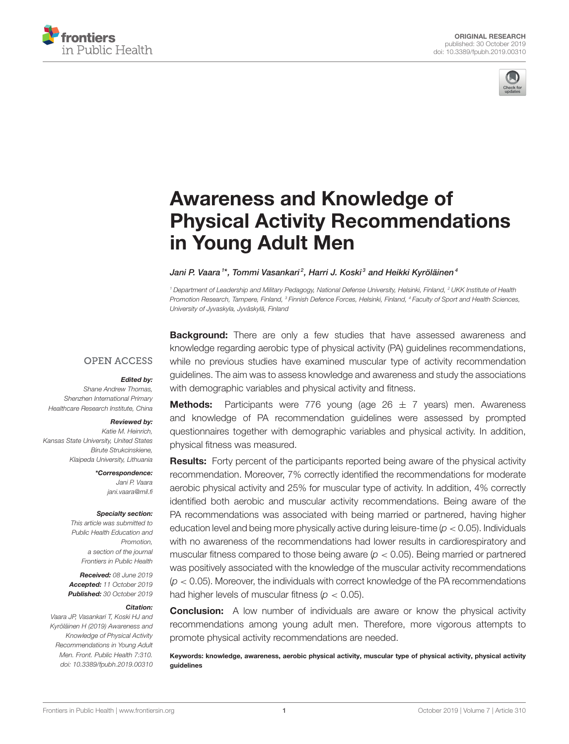# Awareness and Knowledge of Physical Activity Recommendations in Young Adult Men

*Jani P. Vaara[1]\*, Tommi Vasankari[2], Harri J. Koski[3] and Heikki Kyröläinen[4]*

[1] Department of Leadership and Military Pedagogy, National Defense University, Helsinki, Finland, [2] UKK Institute of Health Promotion Research, Tampere, Finland, [3] Finnish Defence Forces, Helsinki, Finland, [4] Faculty of Sport and Health Sciences, University of Jyvaskyla, Jyväskylä, Finland

OPEN ACCESS

***Edited by:***
Shane Andrew Thomas,
Shenzhen International Primary Healthcare Research Institute, China

***Reviewed by:***
Katie M. Heinrich,
Kansas State University, United States
Birute Strukcinskiene,
Klaipeda University, Lithuania

***\*Correspondence:***
Jani P. Vaara
jani.vaara@mil.fi

***Specialty section:***
This article was submitted to Public Health Education and Promotion, a section of the journal Frontiers in Public Health

***Received:*** *08 June 2019*
***Accepted:*** *11 October 2019*
***Published:*** *30 October 2019*

***Citation:***
*Vaara JP, Vasankari T, Koski HJ and Kyröläinen H (2019) Awareness and Knowledge of Physical Activity Recommendations in Young Adult Men. Front. Public Health 7:310. doi: 10.3389/fpubh.2019.00310*

**Background:** There are only a few studies that have assessed awareness and knowledge regarding aerobic type of physical activity (PA) guidelines recommendations, while no previous studies have examined muscular type of activity recommendation guidelines. The aim was to assess knowledge and awareness and study the associations with demographic variables and physical activity and fitness.

**Methods:** Participants were 776 young (age 26 ± 7 years) men. Awareness and knowledge of PA recommendation guidelines were assessed by prompted questionnaires together with demographic variables and physical activity. In addition, physical fitness was measured.

**Results:** Forty percent of the participants reported being aware of the physical activity recommendation. Moreover, 7% correctly identified the recommendations for moderate aerobic physical activity and 25% for muscular type of activity. In addition, 4% correctly identified both aerobic and muscular activity recommendations. Being aware of the PA recommendations was associated with being married or partnered, having higher education level and being more physically active during leisure-time ($p < 0.05$). Individuals with no awareness of the recommendations had lower results in cardiorespiratory and muscular fitness compared to those being aware ($p < 0.05$). Being married or partnered was positively associated with the knowledge of the muscular activity recommendations ($p < 0.05$). Moreover, the individuals with correct knowledge of the PA recommendations had higher levels of muscular fitness ($p < 0.05$).

**Conclusion:** A low number of individuals are aware or know the physical activity recommendations among young adult men. Therefore, more vigorous attempts to promote physical activity recommendations are needed.

**Keywords: knowledge, awareness, aerobic physical activity, muscular type of physical activity, physical activity guidelines**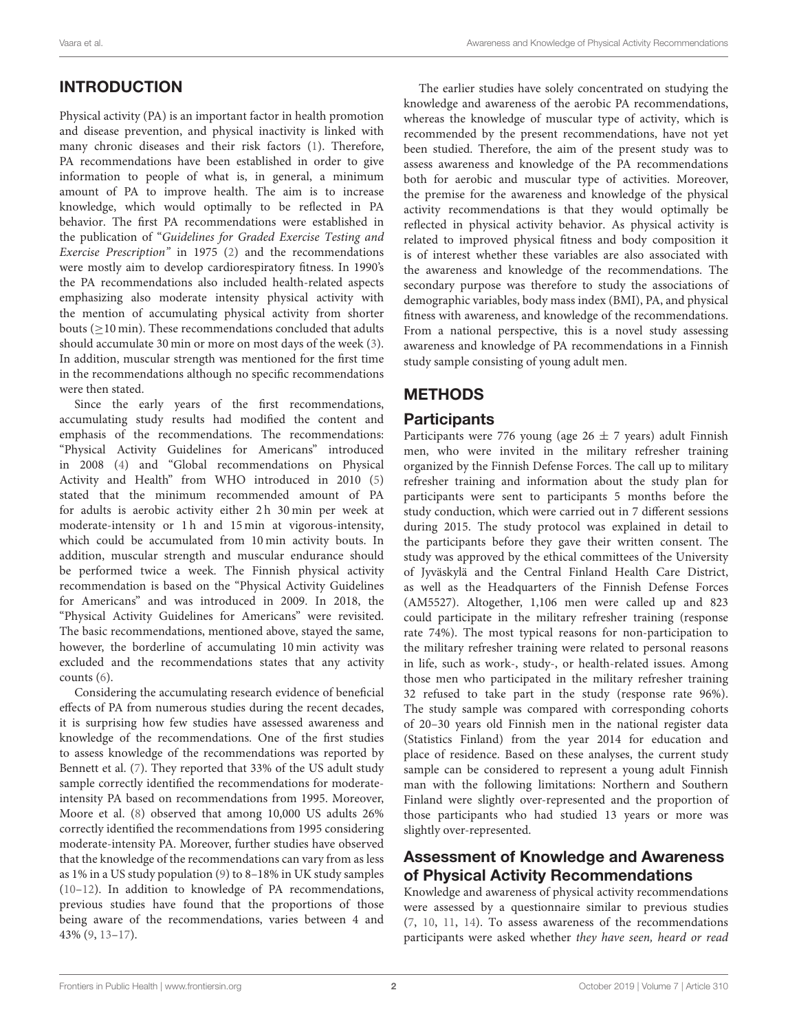## INTRODUCTION

Physical activity (PA) is an important factor in health promotion and disease prevention, and physical inactivity is linked with many chronic diseases and their risk factors (1). Therefore, PA recommendations have been established in order to give information to people of what is, in general, a minimum amount of PA to improve health. The aim is to increase knowledge, which would optimally to be reflected in PA behavior. The first PA recommendations were established in the publication of "*Guidelines for Graded Exercise Testing and Exercise Prescription*" in 1975 (2) and the recommendations were mostly aim to develop cardiorespiratory fitness. In 1990's the PA recommendations also included health-related aspects emphasizing also moderate intensity physical activity with the mention of accumulating physical activity from shorter bouts (≥10 min). These recommendations concluded that adults should accumulate 30 min or more on most days of the week (3). In addition, muscular strength was mentioned for the first time in the recommendations although no specific recommendations were then stated.

Since the early years of the first recommendations, accumulating study results had modified the content and emphasis of the recommendations. The recommendations: "Physical Activity Guidelines for Americans" introduced in 2008 (4) and "Global recommendations on Physical Activity and Health" from WHO introduced in 2010 (5) stated that the minimum recommended amount of PA for adults is aerobic activity either 2 h 30 min per week at moderate-intensity or 1 h and 15 min at vigorous-intensity, which could be accumulated from 10 min activity bouts. In addition, muscular strength and muscular endurance should be performed twice a week. The Finnish physical activity recommendation is based on the "Physical Activity Guidelines for Americans" and was introduced in 2009. In 2018, the "Physical Activity Guidelines for Americans" were revisited. The basic recommendations, mentioned above, stayed the same, however, the borderline of accumulating 10 min activity was excluded and the recommendations states that any activity counts (6).

Considering the accumulating research evidence of beneficial effects of PA from numerous studies during the recent decades, it is surprising how few studies have assessed awareness and knowledge of the recommendations. One of the first studies to assess knowledge of the recommendations was reported by Bennett et al. (7). They reported that 33% of the US adult study sample correctly identified the recommendations for moderate-intensity PA based on recommendations from 1995. Moreover, Moore et al. (8) observed that among 10,000 US adults 26% correctly identified the recommendations from 1995 considering moderate-intensity PA. Moreover, further studies have observed that the knowledge of the recommendations can vary from as less as 1% in a US study population (9) to 8–18% in UK study samples (10–12). In addition to knowledge of PA recommendations, previous studies have found that the proportions of those being aware of the recommendations, varies between 4 and 43% (9, 13–17).

The earlier studies have solely concentrated on studying the knowledge and awareness of the aerobic PA recommendations, whereas the knowledge of muscular type of activity, which is recommended by the present recommendations, have not yet been studied. Therefore, the aim of the present study was to assess awareness and knowledge of the PA recommendations both for aerobic and muscular type of activities. Moreover, the premise for the awareness and knowledge of the physical activity recommendations is that they would optimally be reflected in physical activity behavior. As physical activity is related to improved physical fitness and body composition it is of interest whether these variables are also associated with the awareness and knowledge of the recommendations. The secondary purpose was therefore to study the associations of demographic variables, body mass index (BMI), PA, and physical fitness with awareness, and knowledge of the recommendations. From a national perspective, this is a novel study assessing awareness and knowledge of PA recommendations in a Finnish study sample consisting of young adult men.

## METHODS

### Participants

Participants were 776 young (age 26 ± 7 years) adult Finnish men, who were invited in the military refresher training organized by the Finnish Defense Forces. The call up to military refresher training and information about the study plan for participants were sent to participants 5 months before the study conduction, which were carried out in 7 different sessions during 2015. The study protocol was explained in detail to the participants before they gave their written consent. The study was approved by the ethical committees of the University of Jyväskylä and the Central Finland Health Care District, as well as the Headquarters of the Finnish Defense Forces (AM5527). Altogether, 1,106 men were called up and 823 could participate in the military refresher training (response rate 74%). The most typical reasons for non-participation to the military refresher training were related to personal reasons in life, such as work-, study-, or health-related issues. Among those men who participated in the military refresher training 32 refused to take part in the study (response rate 96%). The study sample was compared with corresponding cohorts of 20–30 years old Finnish men in the national register data (Statistics Finland) from the year 2014 for education and place of residence. Based on these analyses, the current study sample can be considered to represent a young adult Finnish man with the following limitations: Northern and Southern Finland were slightly over-represented and the proportion of those participants who had studied 13 years or more was slightly over-represented.

### Assessment of Knowledge and Awareness of Physical Activity Recommendations

Knowledge and awareness of physical activity recommendations were assessed by a questionnaire similar to previous studies (7, 10, 11, 14). To assess awareness of the recommendations participants were asked whether *they have seen, heard or read*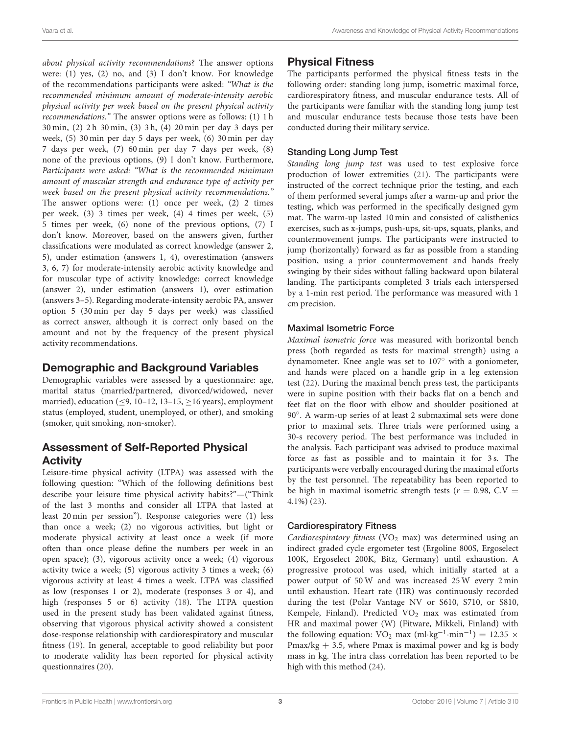*about physical activity recommendations*? The answer options were: (1) yes, (2) no, and (3) I don't know. For knowledge of the recommendations participants were asked: *"What is the recommended minimum amount of moderate-intensity aerobic physical activity per week based on the present physical activity recommendations."* The answer options were as follows: (1) 1 h 30 min, (2) 2 h 30 min, (3) 3 h, (4) 20 min per day 3 days per week, (5) 30 min per day 5 days per week, (6) 30 min per day 7 days per week, (7) 60 min per day 7 days per week, (8) none of the previous options, (9) I don't know. Furthermore, *Participants were asked: "What is the recommended minimum amount of muscular strength and endurance type of activity per week based on the present physical activity recommendations."* The answer options were: (1) once per week, (2) 2 times per week, (3) 3 times per week, (4) 4 times per week, (5) 5 times per week, (6) none of the previous options, (7) I don't know. Moreover, based on the answers given, further classifications were modulated as correct knowledge (answer 2, 5), under estimation (answers 1, 4), overestimation (answers 3, 6, 7) for moderate-intensity aerobic activity knowledge and for muscular type of activity knowledge: correct knowledge (answer 2), under estimation (answers 1), over estimation (answers 3–5). Regarding moderate-intensity aerobic PA, answer option 5 (30 min per day 5 days per week) was classified as correct answer, although it is correct only based on the amount and not by the frequency of the present physical activity recommendations.

## Demographic and Background Variables

Demographic variables were assessed by a questionnaire: age, marital status (married/partnered, divorced/widowed, never married), education ($\leq$9, 10–12, 13–15, $\geq$16 years), employment status (employed, student, unemployed, or other), and smoking (smoker, quit smoking, non-smoker).

## Assessment of Self-Reported Physical Activity

Leisure-time physical activity (LTPA) was assessed with the following question: "Which of the following definitions best describe your leisure time physical activity habits?"—("Think of the last 3 months and consider all LTPA that lasted at least 20 min per session"). Response categories were (1) less than once a week; (2) no vigorous activities, but light or moderate physical activity at least once a week (if more often than once please define the numbers per week in an open space); (3), vigorous activity once a week; (4) vigorous activity twice a week; (5) vigorous activity 3 times a week; (6) vigorous activity at least 4 times a week. LTPA was classified as low (responses 1 or 2), moderate (responses 3 or 4), and high (responses 5 or 6) activity (18). The LTPA question used in the present study has been validated against fitness, observing that vigorous physical activity showed a consistent dose-response relationship with cardiorespiratory and muscular fitness (19). In general, acceptable to good reliability but poor to moderate validity has been reported for physical activity questionnaires (20).

## Physical Fitness

The participants performed the physical fitness tests in the following order: standing long jump, isometric maximal force, cardiorespiratory fitness, and muscular endurance tests. All of the participants were familiar with the standing long jump test and muscular endurance tests because those tests have been conducted during their military service.

### Standing Long Jump Test

*Standing long jump test* was used to test explosive force production of lower extremities (21). The participants were instructed of the correct technique prior the testing, and each of them performed several jumps after a warm-up and prior the testing, which was performed in the specifically designed gym mat. The warm-up lasted 10 min and consisted of calisthenics exercises, such as x-jumps, push-ups, sit-ups, squats, planks, and countermovement jumps. The participants were instructed to jump (horizontally) forward as far as possible from a standing position, using a prior countermovement and hands freely swinging by their sides without falling backward upon bilateral landing. The participants completed 3 trials each interspersed by a 1-min rest period. The performance was measured with 1 cm precision.

### Maximal Isometric Force

*Maximal isometric force* was measured with horizontal bench press (both regarded as tests for maximal strength) using a dynamometer. Knee angle was set to 107° with a goniometer, and hands were placed on a handle grip in a leg extension test (22). During the maximal bench press test, the participants were in supine position with their backs flat on a bench and feet flat on the floor with elbow and shoulder positioned at 90°. A warm-up series of at least 2 submaximal sets were done prior to maximal sets. Three trials were performed using a 30-s recovery period. The best performance was included in the analysis. Each participant was advised to produce maximal force as fast as possible and to maintain it for 3 s. The participants were verbally encouraged during the maximal efforts by the test personnel. The repeatability has been reported to be high in maximal isometric strength tests ($r = 0.98$, C.V = 4.1%) (23).

### Cardiorespiratory Fitness

*Cardiorespiratory fitness* ($VO_2$ max) was determined using an indirect graded cycle ergometer test (Ergoline 800S, Ergoselect 100K, Ergoselect 200K, Bitz, Germany) until exhaustion. A progressive protocol was used, which initially started at a power output of 50 W and was increased 25 W every 2 min until exhaustion. Heart rate (HR) was continuously recorded during the test (Polar Vantage NV or S610, S710, or S810, Kempele, Finland). Predicted $VO_2$ max was estimated from HR and maximal power (W) (Fitware, Mikkeli, Finland) with the following equation: $VO_2$ max ($ml{\cdot}kg^{-1}{\cdot}min^{-1}$) $= 12.35 \times Pmax/kg + 3.5$, where Pmax is maximal power and kg is body mass in kg. The intra class correlation has been reported to be high with this method (24).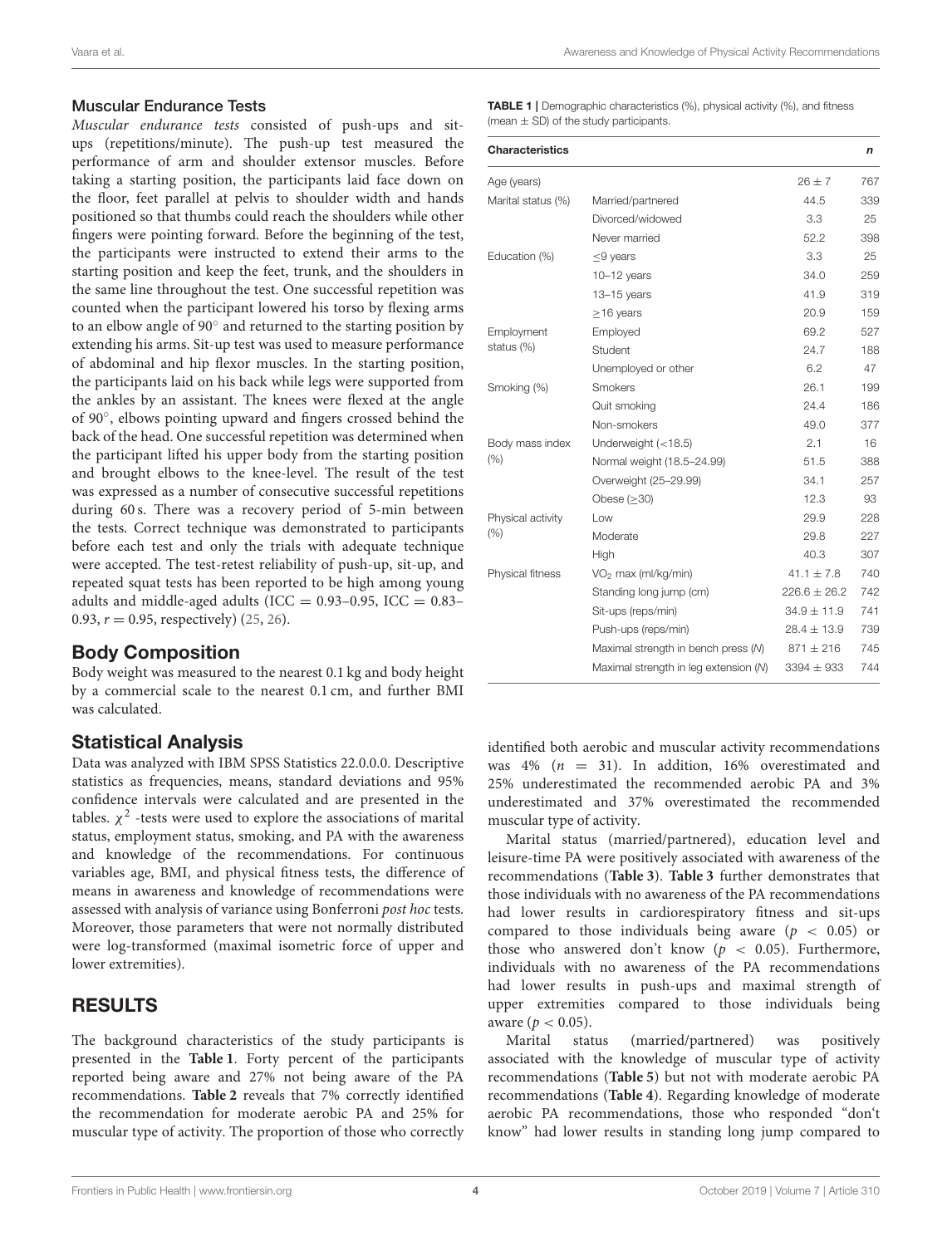### Muscular Endurance Tests

*Muscular endurance tests* consisted of push-ups and sit-ups (repetitions/minute). The push-up test measured the performance of arm and shoulder extensor muscles. Before taking a starting position, the participants laid face down on the floor, feet parallel at pelvis to shoulder width and hands positioned so that thumbs could reach the shoulders while other fingers were pointing forward. Before the beginning of the test, the participants were instructed to extend their arms to the starting position and keep the feet, trunk, and the shoulders in the same line throughout the test. One successful repetition was counted when the participant lowered his torso by flexing arms to an elbow angle of 90° and returned to the starting position by extending his arms. Sit-up test was used to measure performance of abdominal and hip flexor muscles. In the starting position, the participants laid on his back while legs were supported from the ankles by an assistant. The knees were flexed at the angle of 90°, elbows pointing upward and fingers crossed behind the back of the head. One successful repetition was determined when the participant lifted his upper body from the starting position and brought elbows to the knee-level. The result of the test was expressed as a number of consecutive successful repetitions during 60 s. There was a recovery period of 5-min between the tests. Correct technique was demonstrated to participants before each test and only the trials with adequate technique were accepted. The test-retest reliability of push-up, sit-up, and repeated squat tests has been reported to be high among young adults and middle-aged adults (ICC = 0.93–0.95, ICC = 0.83–0.93, $r = 0.95$, respectively) (25, 26).

## Body Composition

Body weight was measured to the nearest 0.1 kg and body height by a commercial scale to the nearest 0.1 cm, and further BMI was calculated.

## Statistical Analysis

Data was analyzed with IBM SPSS Statistics 22.0.0.0. Descriptive statistics as frequencies, means, standard deviations and 95% confidence intervals were calculated and are presented in the tables. $\chi^2$ -tests were used to explore the associations of marital status, employment status, smoking, and PA with the awareness and knowledge of the recommendations. For continuous variables age, BMI, and physical fitness tests, the difference of means in awareness and knowledge of recommendations were assessed with analysis of variance using Bonferroni *post hoc* tests. Moreover, those parameters that were not normally distributed were log-transformed (maximal isometric force of upper and lower extremities).

# RESULTS

The background characteristics of the study participants is presented in the **Table 1**. Forty percent of the participants reported being aware and 27% not being aware of the PA recommendations. **Table 2** reveals that 7% correctly identified the recommendation for moderate aerobic PA and 25% for muscular type of activity. The proportion of those who correctly identified both aerobic and muscular activity recommendations was 4% ($n = 31$). In addition, 16% overestimated and 25% underestimated the recommended aerobic PA and 3% underestimated and 37% overestimated the recommended muscular type of activity.

Marital status (married/partnered), education level and leisure-time PA were positively associated with awareness of the recommendations (**Table 3**). **Table 3** further demonstrates that those individuals with no awareness of the PA recommendations had lower results in cardiorespiratory fitness and sit-ups compared to those individuals being aware ($p < 0.05$) or those who answered don't know ($p < 0.05$). Furthermore, individuals with no awareness of the PA recommendations had lower results in push-ups and maximal strength of upper extremities compared to those individuals being aware ($p < 0.05$).

Marital status (married/partnered) was positively associated with the knowledge of muscular type of activity recommendations (**Table 5**) but not with moderate aerobic PA recommendations (**Table 4**). Regarding knowledge of moderate aerobic PA recommendations, those who responded "don't know" had lower results in standing long jump compared to

**TABLE 1** | Demographic characteristics (%), physical activity (%), and fitness (mean ± SD) of the study participants.

| Characteristics | | | *n* |
|---|---|---|---|
| Age (years) | | 26 ± 7 | 767 |
| Marital status (%) | Married/partnered | 44.5 | 339 |
| | Divorced/widowed | 3.3 | 25 |
| | Never married | 52.2 | 398 |
| Education (%) | ≤9 years | 3.3 | 25 |
| | 10–12 years | 34.0 | 259 |
| | 13–15 years | 41.9 | 319 |
| | ≥16 years | 20.9 | 159 |
| Employment status (%) | Employed | 69.2 | 527 |
| | Student | 24.7 | 188 |
| | Unemployed or other | 6.2 | 47 |
| Smoking (%) | Smokers | 26.1 | 199 |
| | Quit smoking | 24.4 | 186 |
| | Non-smokers | 49.0 | 377 |
| Body mass index (%) | Underweight (<18.5) | 2.1 | 16 |
| | Normal weight (18.5–24.99) | 51.5 | 388 |
| | Overweight (25–29.99) | 34.1 | 257 |
| | Obese (≥30) | 12.3 | 93 |
| Physical activity (%) | Low | 29.9 | 228 |
| | Moderate | 29.8 | 227 |
| | High | 40.3 | 307 |
| Physical fitness | $VO_2$ max (ml/kg/min) | 41.1 ± 7.8 | 740 |
| | Standing long jump (cm) | 226.6 ± 26.2 | 742 |
| | Sit-ups (reps/min) | 34.9 ± 11.9 | 741 |
| | Push-ups (reps/min) | 28.4 ± 13.9 | 739 |
| | Maximal strength in bench press (*N*) | 871 ± 216 | 745 |
| | Maximal strength in leg extension (*N*) | 3394 ± 933 | 744 |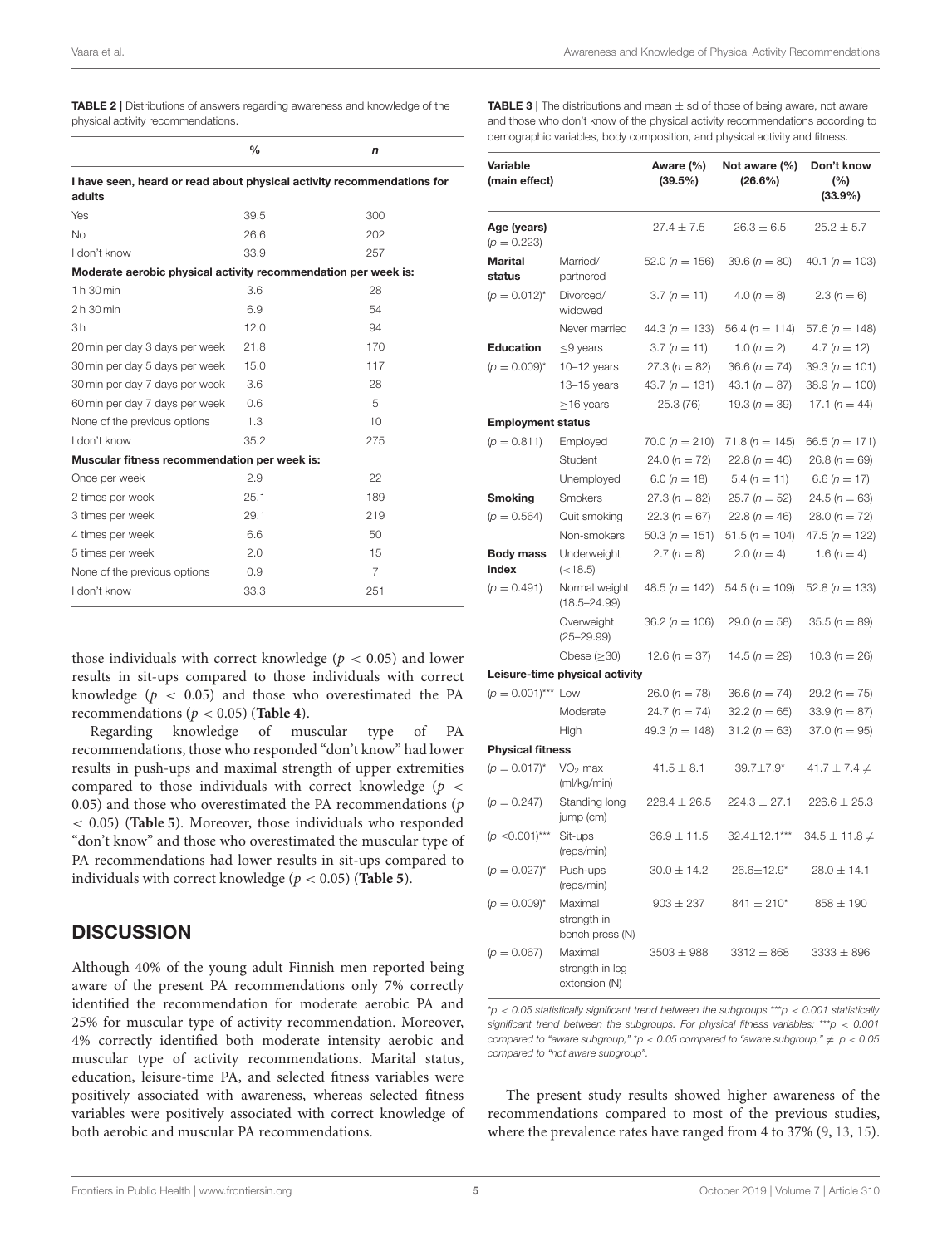**TABLE 2 |** Distributions of answers regarding awareness and knowledge of the physical activity recommendations.

| | % | n |
|---|---|---|
| **I have seen, heard or read about physical activity recommendations for adults** | | |
| Yes | 39.5 | 300 |
| No | 26.6 | 202 |
| I don't know | 33.9 | 257 |
| **Moderate aerobic physical activity recommendation per week is:** | | |
| 1 h 30 min | 3.6 | 28 |
| 2 h 30 min | 6.9 | 54 |
| 3 h | 12.0 | 94 |
| 20 min per day 3 days per week | 21.8 | 170 |
| 30 min per day 5 days per week | 15.0 | 117 |
| 30 min per day 7 days per week | 3.6 | 28 |
| 60 min per day 7 days per week | 0.6 | 5 |
| None of the previous options | 1.3 | 10 |
| I don't know | 35.2 | 275 |
| **Muscular fitness recommendation per week is:** | | |
| Once per week | 2.9 | 22 |
| 2 times per week | 25.1 | 189 |
| 3 times per week | 29.1 | 219 |
| 4 times per week | 6.6 | 50 |
| 5 times per week | 2.0 | 15 |
| None of the previous options | 0.9 | 7 |
| I don't know | 33.3 | 251 |

those individuals with correct knowledge ($p < 0.05$) and lower results in sit-ups compared to those individuals with correct knowledge ($p < 0.05$) and those who overestimated the PA recommendations ($p < 0.05$) (**Table 4**).

Regarding knowledge of muscular type of PA recommendations, those who responded "don't know" had lower results in push-ups and maximal strength of upper extremities compared to those individuals with correct knowledge ($p < 0.05$) and those who overestimated the PA recommendations ($p < 0.05$) (**Table 5**). Moreover, those individuals who responded "don't know" and those who overestimated the muscular type of PA recommendations had lower results in sit-ups compared to individuals with correct knowledge ($p < 0.05$) (**Table 5**).

**TABLE 3 |** The distributions and mean ± sd of those of being aware, not aware and those who don't know of the physical activity recommendations according to demographic variables, body composition, and physical activity and fitness.

| Variable (main effect) | | Aware (%) (39.5%) | Not aware (%) (26.6%) | Don't know (%) (33.9%) |
|---|---|---|---|---|
| **Age (years)** ($p = 0.223$) | | 27.4 ± 7.5 | 26.3 ± 6.5 | 25.2 ± 5.7 |
| **Marital status** | Married/ partnered | 52.0 ($n = 156$) | 39.6 ($n = 80$) | 40.1 ($n = 103$) |
| ($p = 0.012$)* | Divorced/ widowed | 3.7 ($n = 11$) | 4.0 ($n = 8$) | 2.3 ($n = 6$) |
| | Never married | 44.3 ($n = 133$) | 56.4 ($n = 114$) | 57.6 ($n = 148$) |
| **Education** | ≤9 years | 3.7 ($n = 11$) | 1.0 ($n = 2$) | 4.7 ($n = 12$) |
| ($p = 0.009$)* | 10–12 years | 27.3 ($n = 82$) | 36.6 ($n = 74$) | 39.3 ($n = 101$) |
| | 13–15 years | 43.7 ($n = 131$) | 43.1 ($n = 87$) | 38.9 ($n = 100$) |
| | ≥16 years | 25.3 (76) | 19.3 ($n = 39$) | 17.1 ($n = 44$) |
| **Employment status** | | | | |
| ($p = 0.811$) | Employed | 70.0 ($n = 210$) | 71.8 ($n = 145$) | 66.5 ($n = 171$) |
| | Student | 24.0 ($n = 72$) | 22.8 ($n = 46$) | 26.8 ($n = 69$) |
| | Unemployed | 6.0 ($n = 18$) | 5.4 ($n = 11$) | 6.6 ($n = 17$) |
| **Smoking** | Smokers | 27.3 ($n = 82$) | 25.7 ($n = 52$) | 24.5 ($n = 63$) |
| ($p = 0.564$) | Quit smoking | 22.3 ($n = 67$) | 22.8 ($n = 46$) | 28.0 ($n = 72$) |
| | Non-smokers | 50.3 ($n = 151$) | 51.5 ($n = 104$) | 47.5 ($n = 122$) |
| **Body mass index** | Underweight (<18.5) | 2.7 ($n = 8$) | 2.0 ($n = 4$) | 1.6 ($n = 4$) |
| ($p = 0.491$) | Normal weight (18.5–24.99) | 48.5 ($n = 142$) | 54.5 ($n = 109$) | 52.8 ($n = 133$) |
| | Overweight (25–29.99) | 36.2 ($n = 106$) | 29.0 ($n = 58$) | 35.5 ($n = 89$) |
| | Obese (≥30) | 12.6 ($n = 37$) | 14.5 ($n = 29$) | 10.3 ($n = 26$) |
| **Leisure-time physical activity** | | | | |
| ($p = 0.001$)*** | Low | 26.0 ($n = 78$) | 36.6 ($n = 74$) | 29.2 ($n = 75$) |
| | Moderate | 24.7 ($n = 74$) | 32.2 ($n = 65$) | 33.9 ($n = 87$) |
| | High | 49.3 ($n = 148$) | 31.2 ($n = 63$) | 37.0 ($n = 95$) |
| **Physical fitness** | | | | |
| ($p = 0.017$)* | $VO_2$ max (ml/kg/min) | 41.5 ± 8.1 | 39.7±7.9* | 41.7 ± 7.4 ≠ |
| ($p = 0.247$) | Standing long jump (cm) | 228.4 ± 26.5 | 224.3 ± 27.1 | 226.6 ± 25.3 |
| ($p \leq 0.001$)*** | Sit-ups (reps/min) | 36.9 ± 11.5 | 32.4±12.1*** | 34.5 ± 11.8 ≠ |
| ($p = 0.027$)* | Push-ups (reps/min) | 30.0 ± 14.2 | 26.6±12.9* | 28.0 ± 14.1 |
| ($p = 0.009$)* | Maximal strength in bench press (N) | 903 ± 237 | 841 ± 210* | 858 ± 190 |
| ($p = 0.067$) | Maximal strength in leg extension (N) | 3503 ± 988 | 3312 ± 868 | 3333 ± 896 |

*$p < 0.05$ statistically significant trend between the subgroups ***$p < 0.001$ statistically significant trend between the subgroups. For physical fitness variables: ***$p < 0.001$ compared to "aware subgroup," *$p < 0.05$ compared to "aware subgroup," ≠ $p < 0.05$ compared to "not aware subgroup".*

## DISCUSSION

Although 40% of the young adult Finnish men reported being aware of the present PA recommendations only 7% correctly identified the recommendation for moderate aerobic PA and 25% for muscular type of activity recommendation. Moreover, 4% correctly identified both moderate intensity aerobic and muscular type of activity recommendations. Marital status, education, leisure-time PA, and selected fitness variables were positively associated with awareness, whereas selected fitness variables were positively associated with correct knowledge of both aerobic and muscular PA recommendations.

The present study results showed higher awareness of the recommendations compared to most of the previous studies, where the prevalence rates have ranged from 4 to 37% (9, 13, 15).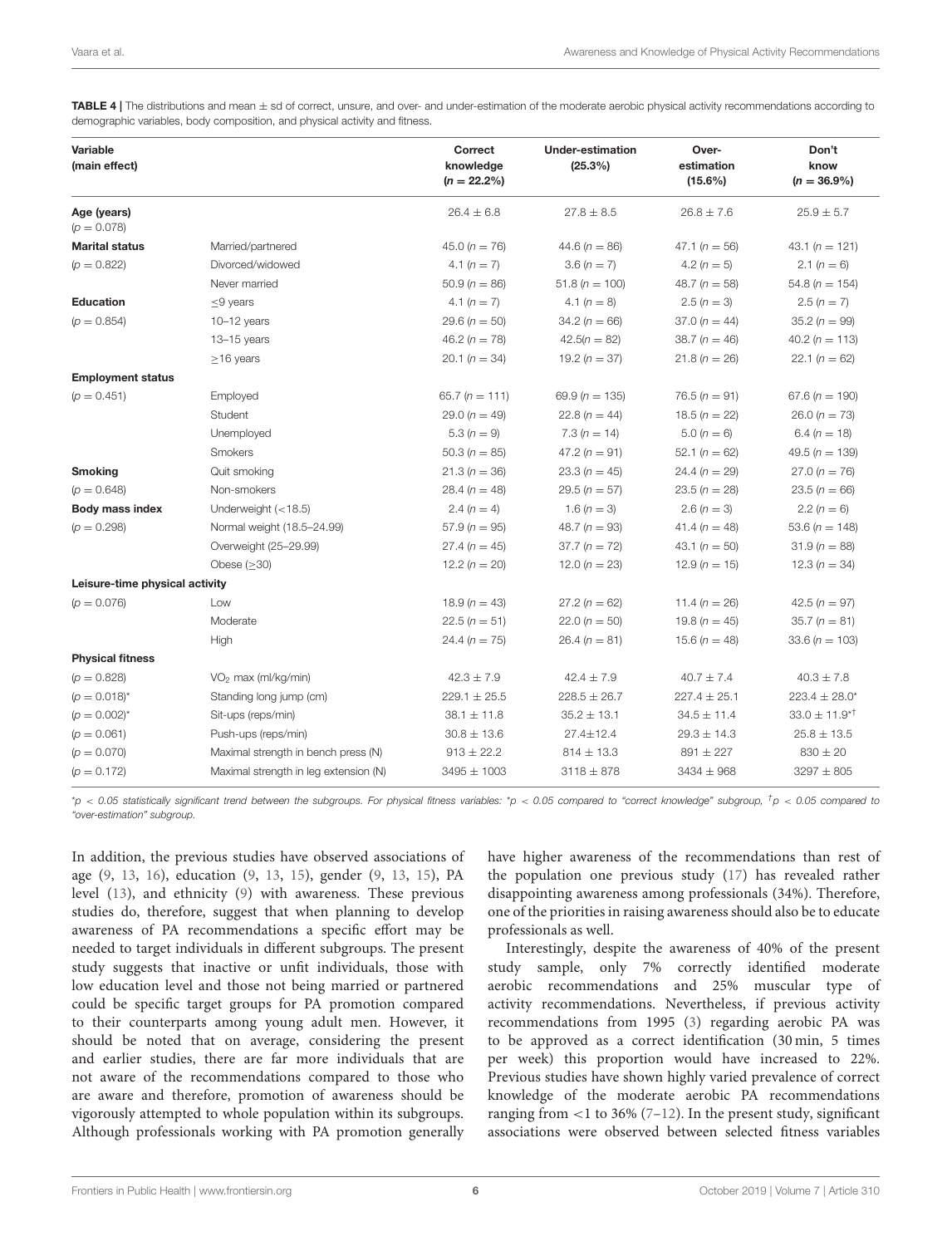**TABLE 4 |** The distributions and mean ± sd of correct, unsure, and over- and under-estimation of the moderate aerobic physical activity recommendations according to demographic variables, body composition, and physical activity and fitness.

| Variable (main effect) | | Correct knowledge ($n$ = 22.2%) | Under-estimation (25.3%) | Over-estimation (15.6%) | Don't know ($n$ = 36.9%) |
|---|---|---|---|---|---|
| **Age (years)** ($p$ = 0.078) | | 26.4 ± 6.8 | 27.8 ± 8.5 | 26.8 ± 7.6 | 25.9 ± 5.7 |
| **Marital status** | Married/partnered | 45.0 ($n$ = 76) | 44.6 ($n$ = 86) | 47.1 ($n$ = 56) | 43.1 ($n$ = 121) |
| ($p$ = 0.822) | Divorced/widowed | 4.1 ($n$ = 7) | 3.6 ($n$ = 7) | 4.2 ($n$ = 5) | 2.1 ($n$ = 6) |
| | Never married | 50.9 ($n$ = 86) | 51.8 ($n$ = 100) | 48.7 ($n$ = 58) | 54.8 ($n$ = 154) |
| **Education** | ≤9 years | 4.1 ($n$ = 7) | 4.1 ($n$ = 8) | 2.5 ($n$ = 3) | 2.5 ($n$ = 7) |
| ($p$ = 0.854) | 10–12 years | 29.6 ($n$ = 50) | 34.2 ($n$ = 66) | 37.0 ($n$ = 44) | 35.2 ($n$ = 99) |
| | 13–15 years | 46.2 ($n$ = 78) | 42.5($n$ = 82) | 38.7 ($n$ = 46) | 40.2 ($n$ = 113) |
| | ≥16 years | 20.1 ($n$ = 34) | 19.2 ($n$ = 37) | 21.8 ($n$ = 26) | 22.1 ($n$ = 62) |
| **Employment status** | | | | | |
| ($p$ = 0.451) | Employed | 65.7 ($n$ = 111) | 69.9 ($n$ = 135) | 76.5 ($n$ = 91) | 67.6 ($n$ = 190) |
| | Student | 29.0 ($n$ = 49) | 22.8 ($n$ = 44) | 18.5 ($n$ = 22) | 26.0 ($n$ = 73) |
| | Unemployed | 5.3 ($n$ = 9) | 7.3 ($n$ = 14) | 5.0 ($n$ = 6) | 6.4 ($n$ = 18) |
| | Smokers | 50.3 ($n$ = 85) | 47.2 ($n$ = 91) | 52.1 ($n$ = 62) | 49.5 ($n$ = 139) |
| **Smoking** | Quit smoking | 21.3 ($n$ = 36) | 23.3 ($n$ = 45) | 24.4 ($n$ = 29) | 27.0 ($n$ = 76) |
| ($p$ = 0.648) | Non-smokers | 28.4 ($n$ = 48) | 29.5 ($n$ = 57) | 23.5 ($n$ = 28) | 23.5 ($n$ = 66) |
| **Body mass index** | Underweight (<18.5) | 2.4 ($n$ = 4) | 1.6 ($n$ = 3) | 2.6 ($n$ = 3) | 2.2 ($n$ = 6) |
| ($p$ = 0.298) | Normal weight (18.5–24.99) | 57.9 ($n$ = 95) | 48.7 ($n$ = 93) | 41.4 ($n$ = 48) | 53.6 ($n$ = 148) |
| | Overweight (25–29.99) | 27.4 ($n$ = 45) | 37.7 ($n$ = 72) | 43.1 ($n$ = 50) | 31.9 ($n$ = 88) |
| | Obese (≥30) | 12.2 ($n$ = 20) | 12.0 ($n$ = 23) | 12.9 ($n$ = 15) | 12.3 ($n$ = 34) |
| **Leisure-time physical activity** | | | | | |
| ($p$ = 0.076) | Low | 18.9 ($n$ = 43) | 27.2 ($n$ = 62) | 11.4 ($n$ = 26) | 42.5 ($n$ = 97) |
| | Moderate | 22.5 ($n$ = 51) | 22.0 ($n$ = 50) | 19.8 ($n$ = 45) | 35.7 ($n$ = 81) |
| | High | 24.4 ($n$ = 75) | 26.4 ($n$ = 81) | 15.6 ($n$ = 48) | 33.6 ($n$ = 103) |
| **Physical fitness** | | | | | |
| ($p$ = 0.828) | $VO_2$ max (ml/kg/min) | 42.3 ± 7.9 | 42.4 ± 7.9 | 40.7 ± 7.4 | 40.3 ± 7.8 |
| ($p$ = 0.018)* | Standing long jump (cm) | 229.1 ± 25.5 | 228.5 ± 26.7 | 227.4 ± 25.1 | 223.4 ± 28.0* |
| ($p$ = 0.002)* | Sit-ups (reps/min) | 38.1 ± 11.8 | 35.2 ± 13.1 | 34.5 ± 11.4 | 33.0 ± 11.9*† |
| ($p$ = 0.061) | Push-ups (reps/min) | 30.8 ± 13.6 | 27.4±12.4 | 29.3 ± 14.3 | 25.8 ± 13.5 |
| ($p$ = 0.070) | Maximal strength in bench press (N) | 913 ± 22.2 | 814 ± 13.3 | 891 ± 227 | 830 ± 20 |
| ($p$ = 0.172) | Maximal strength in leg extension (N) | 3495 ± 1003 | 3118 ± 878 | 3434 ± 968 | 3297 ± 805 |

*$p$ < 0.05 statistically significant trend between the subgroups. For physical fitness variables: *$p$ < 0.05 compared to "correct knowledge" subgroup, †$p$ < 0.05 compared to "over-estimation" subgroup.*

In addition, the previous studies have observed associations of age (9, 13, 16), education (9, 13, 15), gender (9, 13, 15), PA level (13), and ethnicity (9) with awareness. These previous studies do, therefore, suggest that when planning to develop awareness of PA recommendations a specific effort may be needed to target individuals in different subgroups. The present study suggests that inactive or unfit individuals, those with low education level and those not being married or partnered could be specific target groups for PA promotion compared to their counterparts among young adult men. However, it should be noted that on average, considering the present and earlier studies, there are far more individuals that are not aware of the recommendations compared to those who are aware and therefore, promotion of awareness should be vigorously attempted to whole population within its subgroups. Although professionals working with PA promotion generally have higher awareness of the recommendations than rest of the population one previous study (17) has revealed rather disappointing awareness among professionals (34%). Therefore, one of the priorities in raising awareness should also be to educate professionals as well.

Interestingly, despite the awareness of 40% of the present study sample, only 7% correctly identified moderate aerobic recommendations and 25% muscular type of activity recommendations. Nevertheless, if previous activity recommendations from 1995 (3) regarding aerobic PA was to be approved as a correct identification (30 min, 5 times per week) this proportion would have increased to 22%. Previous studies have shown highly varied prevalence of correct knowledge of the moderate aerobic PA recommendations ranging from <1 to 36% (7–12). In the present study, significant associations were observed between selected fitness variables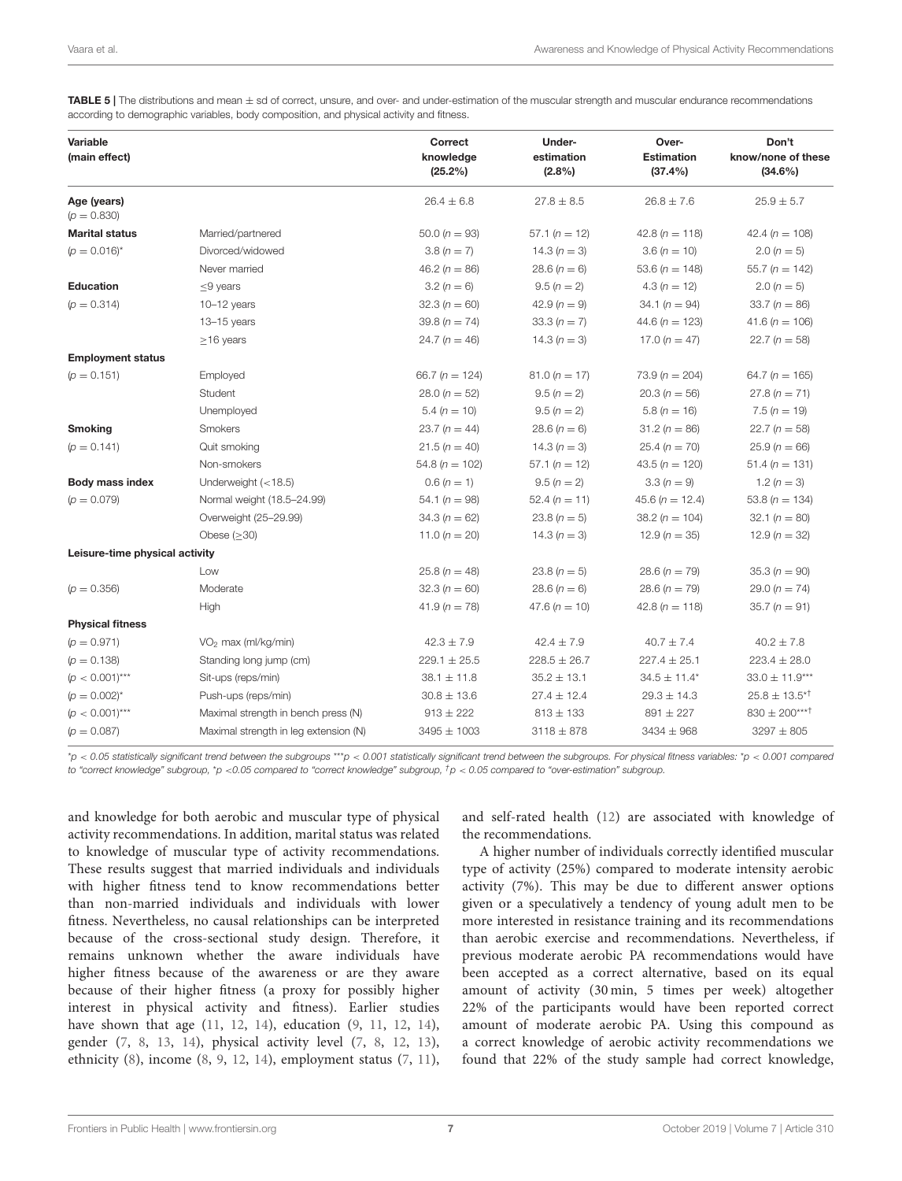**TABLE 5 |** The distributions and mean ± sd of correct, unsure, and over- and under-estimation of the muscular strength and muscular endurance recommendations according to demographic variables, body composition, and physical activity and fitness.

| Variable (main effect) | | Correct knowledge (25.2%) | Under-estimation (2.8%) | Over-Estimation (37.4%) | Don't know/none of these (34.6%) |
|---|---|---|---|---|---|
| **Age (years)** ($p = 0.830$) | | 26.4 ± 6.8 | 27.8 ± 8.5 | 26.8 ± 7.6 | 25.9 ± 5.7 |
| **Marital status** | Married/partnered | 50.0 ($n = 93$) | 57.1 ($n = 12$) | 42.8 ($n = 118$) | 42.4 ($n = 108$) |
| ($p = 0.016$)* | Divorced/widowed | 3.8 ($n = 7$) | 14.3 ($n = 3$) | 3.6 ($n = 10$) | 2.0 ($n = 5$) |
| | Never married | 46.2 ($n = 86$) | 28.6 ($n = 6$) | 53.6 ($n = 148$) | 55.7 ($n = 142$) |
| **Education** | ≤9 years | 3.2 ($n = 6$) | 9.5 ($n = 2$) | 4.3 ($n = 12$) | 2.0 ($n = 5$) |
| ($p = 0.314$) | 10–12 years | 32.3 ($n = 60$) | 42.9 ($n = 9$) | 34.1 ($n = 94$) | 33.7 ($n = 86$) |
| | 13–15 years | 39.8 ($n = 74$) | 33.3 ($n = 7$) | 44.6 ($n = 123$) | 41.6 ($n = 106$) |
| | ≥16 years | 24.7 ($n = 46$) | 14.3 ($n = 3$) | 17.0 ($n = 47$) | 22.7 ($n = 58$) |
| **Employment status** | | | | | |
| ($p = 0.151$) | Employed | 66.7 ($n = 124$) | 81.0 ($n = 17$) | 73.9 ($n = 204$) | 64.7 ($n = 165$) |
| | Student | 28.0 ($n = 52$) | 9.5 ($n = 2$) | 20.3 ($n = 56$) | 27.8 ($n = 71$) |
| | Unemployed | 5.4 ($n = 10$) | 9.5 ($n = 2$) | 5.8 ($n = 16$) | 7.5 ($n = 19$) |
| **Smoking** | Smokers | 23.7 ($n = 44$) | 28.6 ($n = 6$) | 31.2 ($n = 86$) | 22.7 ($n = 58$) |
| ($p = 0.141$) | Quit smoking | 21.5 ($n = 40$) | 14.3 ($n = 3$) | 25.4 ($n = 70$) | 25.9 ($n = 66$) |
| | Non-smokers | 54.8 ($n = 102$) | 57.1 ($n = 12$) | 43.5 ($n = 120$) | 51.4 ($n = 131$) |
| **Body mass index** | Underweight (<18.5) | 0.6 ($n = 1$) | 9.5 ($n = 2$) | 3.3 ($n = 9$) | 1.2 ($n = 3$) |
| ($p = 0.079$) | Normal weight (18.5–24.99) | 54.1 ($n = 98$) | 52.4 ($n = 11$) | 45.6 ($n = 12.4$) | 53.8 ($n = 134$) |
| | Overweight (25–29.99) | 34.3 ($n = 62$) | 23.8 ($n = 5$) | 38.2 ($n = 104$) | 32.1 ($n = 80$) |
| | Obese (≥30) | 11.0 ($n = 20$) | 14.3 ($n = 3$) | 12.9 ($n = 35$) | 12.9 ($n = 32$) |
| **Leisure-time physical activity** | | | | | |
| | Low | 25.8 ($n = 48$) | 23.8 ($n = 5$) | 28.6 ($n = 79$) | 35.3 ($n = 90$) |
| ($p = 0.356$) | Moderate | 32.3 ($n = 60$) | 28.6 ($n = 6$) | 28.6 ($n = 79$) | 29.0 ($n = 74$) |
| | High | 41.9 ($n = 78$) | 47.6 ($n = 10$) | 42.8 ($n = 118$) | 35.7 ($n = 91$) |
| **Physical fitness** | | | | | |
| ($p = 0.971$) | $VO_2$ max (ml/kg/min) | 42.3 ± 7.9 | 42.4 ± 7.9 | 40.7 ± 7.4 | 40.2 ± 7.8 |
| ($p = 0.138$) | Standing long jump (cm) | 229.1 ± 25.5 | 228.5 ± 26.7 | 227.4 ± 25.1 | 223.4 ± 28.0 |
| ($p < 0.001$)*** | Sit-ups (reps/min) | 38.1 ± 11.8 | 35.2 ± 13.1 | 34.5 ± 11.4* | 33.0 ± 11.9*** |
| ($p = 0.002$)* | Push-ups (reps/min) | 30.8 ± 13.6 | 27.4 ± 12.4 | 29.3 ± 14.3 | 25.8 ± 13.5*† |
| ($p < 0.001$)*** | Maximal strength in bench press (N) | 913 ± 222 | 813 ± 133 | 891 ± 227 | 830 ± 200***† |
| ($p = 0.087$) | Maximal strength in leg extension (N) | 3495 ± 1003 | 3118 ± 878 | 3434 ± 968 | 3297 ± 805 |

*$p < 0.05$ statistically significant trend between the subgroups ***$p < 0.001$ statistically significant trend between the subgroups. For physical fitness variables: *$p < 0.001$ compared to "correct knowledge" subgroup, *$p < 0.05$ compared to "correct knowledge" subgroup, †$p < 0.05$ compared to "over-estimation" subgroup.

and knowledge for both aerobic and muscular type of physical activity recommendations. In addition, marital status was related to knowledge of muscular type of activity recommendations. These results suggest that married individuals and individuals with higher fitness tend to know recommendations better than non-married individuals and individuals with lower fitness. Nevertheless, no causal relationships can be interpreted because of the cross-sectional study design. Therefore, it remains unknown whether the aware individuals have higher fitness because of the awareness or are they aware because of their higher fitness (a proxy for possibly higher interest in physical activity and fitness). Earlier studies have shown that age (11, 12, 14), education (9, 11, 12, 14), gender (7, 8, 13, 14), physical activity level (7, 8, 12, 13), ethnicity (8), income (8, 9, 12, 14), employment status (7, 11), and self-rated health (12) are associated with knowledge of the recommendations.

A higher number of individuals correctly identified muscular type of activity (25%) compared to moderate intensity aerobic activity (7%). This may be due to different answer options given or a speculatively a tendency of young adult men to be more interested in resistance training and its recommendations than aerobic exercise and recommendations. Nevertheless, if previous moderate aerobic PA recommendations would have been accepted as a correct alternative, based on its equal amount of activity (30 min, 5 times per week) altogether 22% of the participants would have been reported correct amount of moderate aerobic PA. Using this compound as a correct knowledge of aerobic activity recommendations we found that 22% of the study sample had correct knowledge,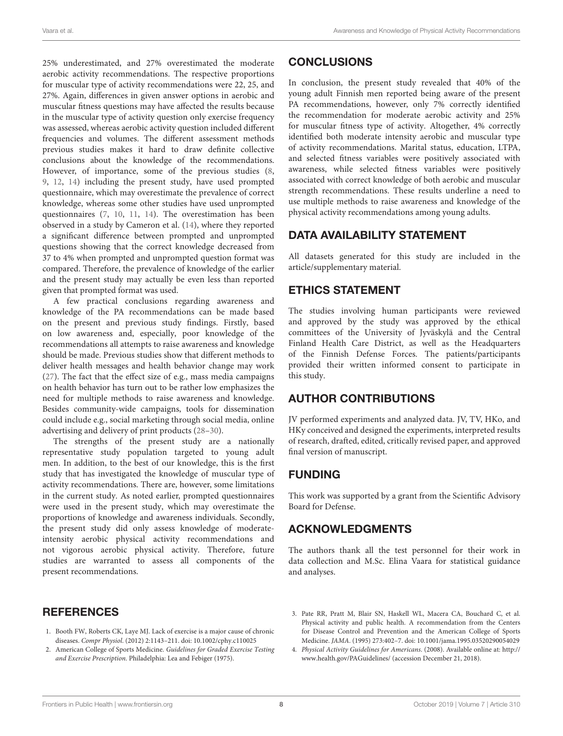25% underestimated, and 27% overestimated the moderate aerobic activity recommendations. The respective proportions for muscular type of activity recommendations were 22, 25, and 27%. Again, differences in given answer options in aerobic and muscular fitness questions may have affected the results because in the muscular type of activity question only exercise frequency was assessed, whereas aerobic activity question included different frequencies and volumes. The different assessment methods previous studies makes it hard to draw definite collective conclusions about the knowledge of the recommendations. However, of importance, some of the previous studies (8, 9, 12, 14) including the present study, have used prompted questionnaire, which may overestimate the prevalence of correct knowledge, whereas some other studies have used unprompted questionnaires (7, 10, 11, 14). The overestimation has been observed in a study by Cameron et al. (14), where they reported a significant difference between prompted and unprompted questions showing that the correct knowledge decreased from 37 to 4% when prompted and unprompted question format was compared. Therefore, the prevalence of knowledge of the earlier and the present study may actually be even less than reported given that prompted format was used.

A few practical conclusions regarding awareness and knowledge of the PA recommendations can be made based on the present and previous study findings. Firstly, based on low awareness and, especially, poor knowledge of the recommendations all attempts to raise awareness and knowledge should be made. Previous studies show that different methods to deliver health messages and health behavior change may work (27). The fact that the effect size of e.g., mass media campaigns on health behavior has turn out to be rather low emphasizes the need for multiple methods to raise awareness and knowledge. Besides community-wide campaigns, tools for dissemination could include e.g., social marketing through social media, online advertising and delivery of print products (28–30).

The strengths of the present study are a nationally representative study population targeted to young adult men. In addition, to the best of our knowledge, this is the first study that has investigated the knowledge of muscular type of activity recommendations. There are, however, some limitations in the current study. As noted earlier, prompted questionnaires were used in the present study, which may overestimate the proportions of knowledge and awareness individuals. Secondly, the present study did only assess knowledge of moderate-intensity aerobic physical activity recommendations and not vigorous aerobic physical activity. Therefore, future studies are warranted to assess all components of the present recommendations.

## CONCLUSIONS

In conclusion, the present study revealed that 40% of the young adult Finnish men reported being aware of the present PA recommendations, however, only 7% correctly identified the recommendation for moderate aerobic activity and 25% for muscular fitness type of activity. Altogether, 4% correctly identified both moderate intensity aerobic and muscular type of activity recommendations. Marital status, education, LTPA, and selected fitness variables were positively associated with awareness, while selected fitness variables were positively associated with correct knowledge of both aerobic and muscular strength recommendations. These results underline a need to use multiple methods to raise awareness and knowledge of the physical activity recommendations among young adults.

## DATA AVAILABILITY STATEMENT

All datasets generated for this study are included in the article/supplementary material.

## ETHICS STATEMENT

The studies involving human participants were reviewed and approved by the study was approved by the ethical committees of the University of Jyväskylä and the Central Finland Health Care District, as well as the Headquarters of the Finnish Defense Forces. The patients/participants provided their written informed consent to participate in this study.

## AUTHOR CONTRIBUTIONS

JV performed experiments and analyzed data. JV, TV, HKo, and HKy conceived and designed the experiments, interpreted results of research, drafted, edited, critically revised paper, and approved final version of manuscript.

## FUNDING

This work was supported by a grant from the Scientific Advisory Board for Defense.

## ACKNOWLEDGMENTS

The authors thank all the test personnel for their work in data collection and M.Sc. Elina Vaara for statistical guidance and analyses.

## REFERENCES

1. Booth FW, Roberts CK, Laye MJ. Lack of exercise is a major cause of chronic diseases. *Compr Physiol*. (2012) 2:1143–211. doi: 10.1002/cphy.c110025
2. American College of Sports Medicine. *Guidelines for Graded Exercise Testing and Exercise Prescription*. Philadelphia: Lea and Febiger (1975).
3. Pate RR, Pratt M, Blair SN, Haskell WL, Macera CA, Bouchard C, et al. Physical activity and public health. A recommendation from the Centers for Disease Control and Prevention and the American College of Sports Medicine. *JAMA*. (1995) 273:402–7. doi: 10.1001/jama.1995.03520290054029
4. *Physical Activity Guidelines for Americans*. (2008). Available online at: http://www.health.gov/PAGuidelines/ (accession December 21, 2018).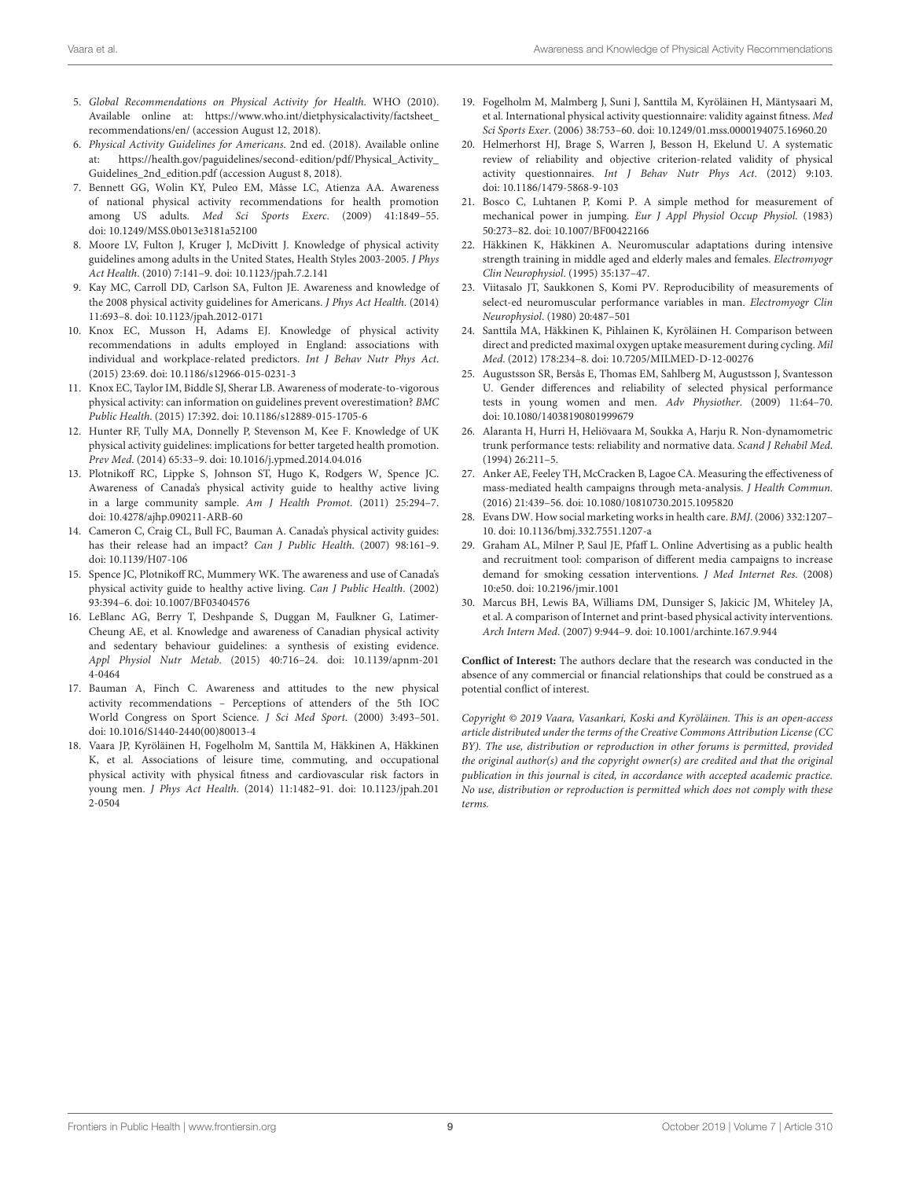5. *Global Recommendations on Physical Activity for Health*. WHO (2010). Available online at: https://www.who.int/dietphysicalactivity/factsheet_recommendations/en/ (accession August 12, 2018).
6. *Physical Activity Guidelines for Americans*. 2nd ed. (2018). Available online at: https://health.gov/paguidelines/second-edition/pdf/Physical_Activity_Guidelines_2nd_edition.pdf (accession August 8, 2018).
7. Bennett GG, Wolin KY, Puleo EM, Mâsse LC, Atienza AA. Awareness of national physical activity recommendations for health promotion among US adults. *Med Sci Sports Exerc*. (2009) 41:1849–55. doi: 10.1249/MSS.0b013e3181a52100
8. Moore LV, Fulton J, Kruger J, McDivitt J. Knowledge of physical activity guidelines among adults in the United States, Health Styles 2003-2005. *J Phys Act Health*. (2010) 7:141–9. doi: 10.1123/jpah.7.2.141
9. Kay MC, Carroll DD, Carlson SA, Fulton JE. Awareness and knowledge of the 2008 physical activity guidelines for Americans. *J Phys Act Health*. (2014) 11:693–8. doi: 10.1123/jpah.2012-0171
10. Knox EC, Musson H, Adams EJ. Knowledge of physical activity recommendations in adults employed in England: associations with individual and workplace-related predictors. *Int J Behav Nutr Phys Act*. (2015) 23:69. doi: 10.1186/s12966-015-0231-3
11. Knox EC, Taylor IM, Biddle SJ, Sherar LB. Awareness of moderate-to-vigorous physical activity: can information on guidelines prevent overestimation? *BMC Public Health*. (2015) 17:392. doi: 10.1186/s12889-015-1705-6
12. Hunter RF, Tully MA, Donnelly P, Stevenson M, Kee F. Knowledge of UK physical activity guidelines: implications for better targeted health promotion. *Prev Med*. (2014) 65:33–9. doi: 10.1016/j.ypmed.2014.04.016
13. Plotnikoff RC, Lippke S, Johnson ST, Hugo K, Rodgers W, Spence JC. Awareness of Canada's physical activity guide to healthy active living in a large community sample. *Am J Health Promot*. (2011) 25:294–7. doi: 10.4278/ajhp.090211-ARB-60
14. Cameron C, Craig CL, Bull FC, Bauman A. Canada's physical activity guides: has their release had an impact? *Can J Public Health*. (2007) 98:161–9. doi: 10.1139/H07-106
15. Spence JC, Plotnikoff RC, Mummery WK. The awareness and use of Canada's physical activity guide to healthy active living. *Can J Public Health*. (2002) 93:394–6. doi: 10.1007/BF03404576
16. LeBlanc AG, Berry T, Deshpande S, Duggan M, Faulkner G, Latimer-Cheung AE, et al. Knowledge and awareness of Canadian physical activity and sedentary behaviour guidelines: a synthesis of existing evidence. *Appl Physiol Nutr Metab*. (2015) 40:716–24. doi: 10.1139/apnm-2014-0464
17. Bauman A, Finch C. Awareness and attitudes to the new physical activity recommendations – Perceptions of attenders of the 5th IOC World Congress on Sport Science. *J Sci Med Sport*. (2000) 3:493–501. doi: 10.1016/S1440-2440(00)80013-4
18. Vaara JP, Kyröläinen H, Fogelholm M, Santtila M, Häkkinen A, Häkkinen K, et al. Associations of leisure time, commuting, and occupational physical activity with physical fitness and cardiovascular risk factors in young men. *J Phys Act Health*. (2014) 11:1482–91. doi: 10.1123/jpah.2012-0504
19. Fogelholm M, Malmberg J, Suni J, Santtila M, Kyröläinen H, Mäntysaari M, et al. International physical activity questionnaire: validity against fitness. *Med Sci Sports Exer*. (2006) 38:753–60. doi: 10.1249/01.mss.0000194075.16960.20
20. Helmerhorst HJ, Brage S, Warren J, Besson H, Ekelund U. A systematic review of reliability and objective criterion-related validity of physical activity questionnaires. *Int J Behav Nutr Phys Act*. (2012) 9:103. doi: 10.1186/1479-5868-9-103
21. Bosco C, Luhtanen P, Komi P. A simple method for measurement of mechanical power in jumping. *Eur J Appl Physiol Occup Physiol*. (1983) 50:273–82. doi: 10.1007/BF00422166
22. Häkkinen K, Häkkinen A. Neuromuscular adaptations during intensive strength training in middle aged and elderly males and females. *Electromyogr Clin Neurophysiol*. (1995) 35:137–47.
23. Viitasalo JT, Saukkonen S, Komi PV. Reproducibility of measurements of select-ed neuromuscular performance variables in man. *Electromyogr Clin Neurophysiol*. (1980) 20:487–501
24. Santtila MA, Häkkinen K, Pihlainen K, Kyröläinen H. Comparison between direct and predicted maximal oxygen uptake measurement during cycling. *Mil Med*. (2012) 178:234–8. doi: 10.7205/MILMED-D-12-00276
25. Augustsson SR, Bersås E, Thomas EM, Sahlberg M, Augustsson J, Svantesson U. Gender differences and reliability of selected physical performance tests in young women and men. *Adv Physiother*. (2009) 11:64–70. doi: 10.1080/14038190801999679
26. Alaranta H, Hurri H, Heliövaara M, Soukka A, Harju R. Non-dynamometric trunk performance tests: reliability and normative data. *Scand J Rehabil Med*. (1994) 26:211–5.
27. Anker AE, Feeley TH, McCracken B, Lagoe CA. Measuring the effectiveness of mass-mediated health campaigns through meta-analysis. *J Health Commun*. (2016) 21:439–56. doi: 10.1080/10810730.2015.1095820
28. Evans DW. How social marketing works in health care. *BMJ*. (2006) 332:1207–10. doi: 10.1136/bmj.332.7551.1207-a
29. Graham AL, Milner P, Saul JE, Pfaff L. Online Advertising as a public health and recruitment tool: comparison of different media campaigns to increase demand for smoking cessation interventions. *J Med Internet Res*. (2008) 10:e50. doi: 10.2196/jmir.1001
30. Marcus BH, Lewis BA, Williams DM, Dunsiger S, Jakicic JM, Whiteley JA, et al. A comparison of Internet and print-based physical activity interventions. *Arch Intern Med*. (2007) 9:944–9. doi: 10.1001/archinte.167.9.944

**Conflict of Interest:** The authors declare that the research was conducted in the absence of any commercial or financial relationships that could be construed as a potential conflict of interest.

*Copyright © 2019 Vaara, Vasankari, Koski and Kyröläinen. This is an open-access article distributed under the terms of the Creative Commons Attribution License (CC BY). The use, distribution or reproduction in other forums is permitted, provided the original author(s) and the copyright owner(s) are credited and that the original publication in this journal is cited, in accordance with accepted academic practice. No use, distribution or reproduction is permitted which does not comply with these terms.*